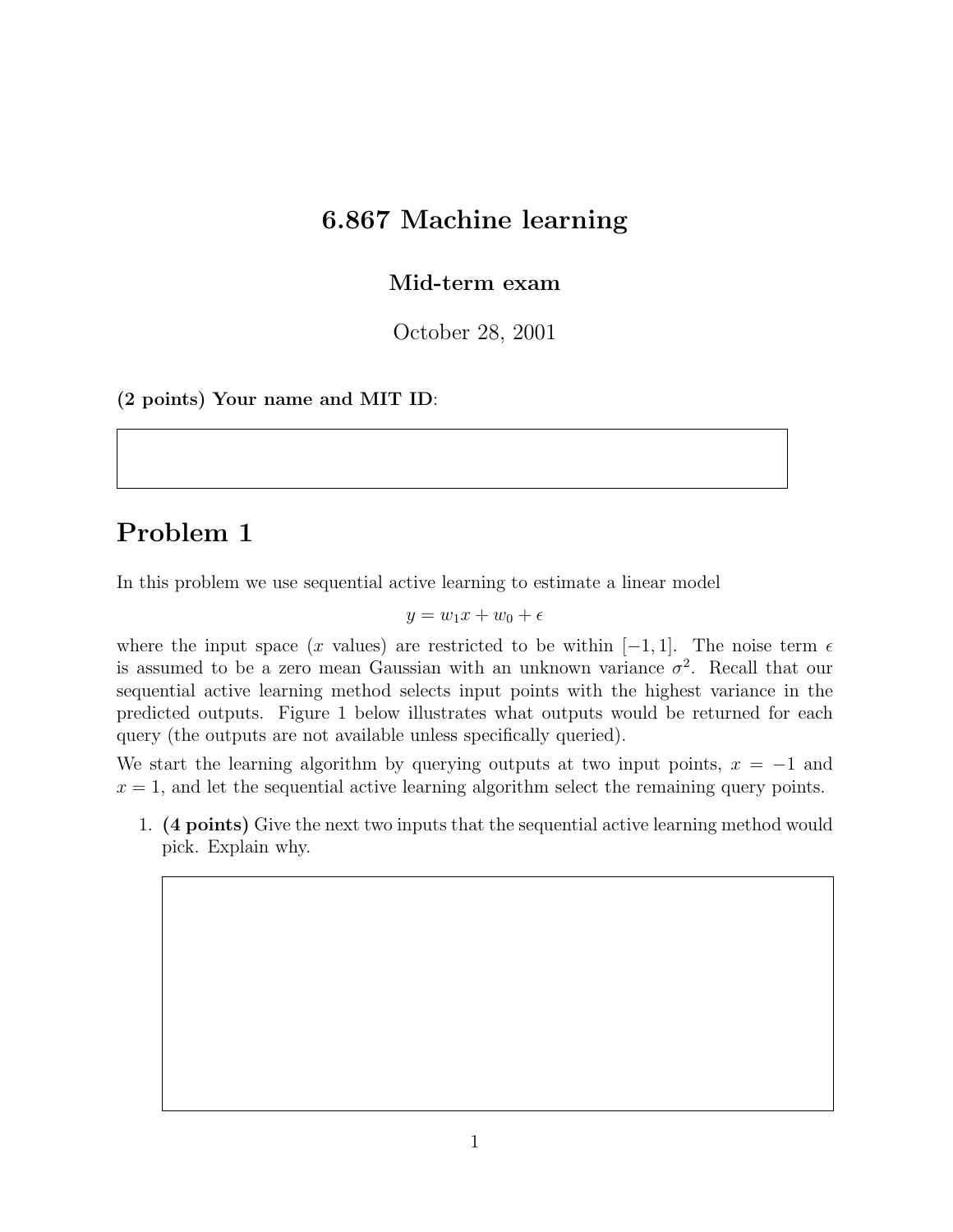# 6.867 Machine learning

**Mid-term exam**

October 28, 2001

**(2 points) Your name and MIT ID:**

## Problem 1

In this problem we use sequential active learning to estimate a linear model

$$y = w_1 x + w_0 + \epsilon$$

where the input space ($x$ values) are restricted to be within $[-1, 1]$. The noise term $\epsilon$ is assumed to be a zero mean Gaussian with an unknown variance $\sigma^2$. Recall that our sequential active learning method selects input points with the highest variance in the predicted outputs. Figure 1 below illustrates what outputs would be returned for each query (the outputs are not available unless specifically queried).

We start the learning algorithm by querying outputs at two input points, $x = -1$ and $x = 1$, and let the sequential active learning algorithm select the remaining query points.

1. **(4 points)** Give the next two inputs that the sequential active learning method would pick. Explain why.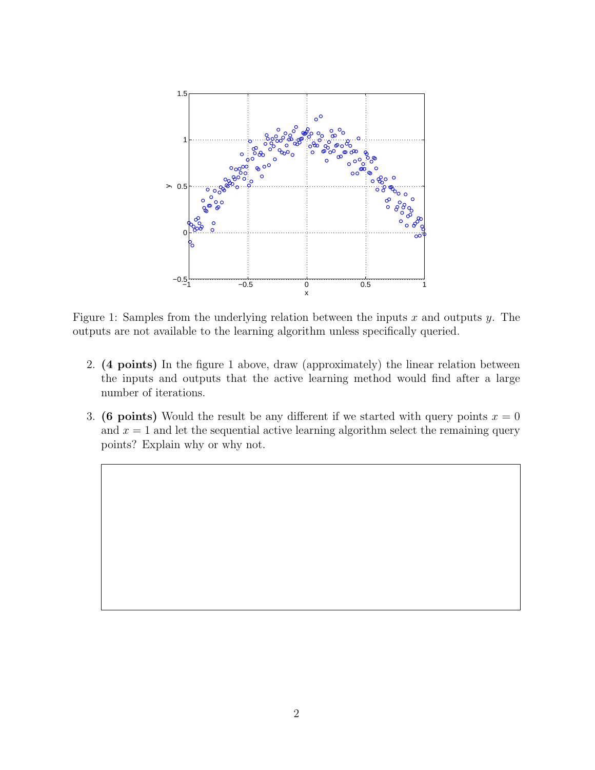Figure 1: Samples from the underlying relation between the inputs $x$ and outputs $y$. The outputs are not available to the learning algorithm unless specifically queried.

2. **(4 points)** In the figure 1 above, draw (approximately) the linear relation between the inputs and outputs that the active learning method would find after a large number of iterations.

3. **(6 points)** Would the result be any different if we started with query points $x = 0$ and $x = 1$ and let the sequential active learning algorithm select the remaining query points? Explain why or why not.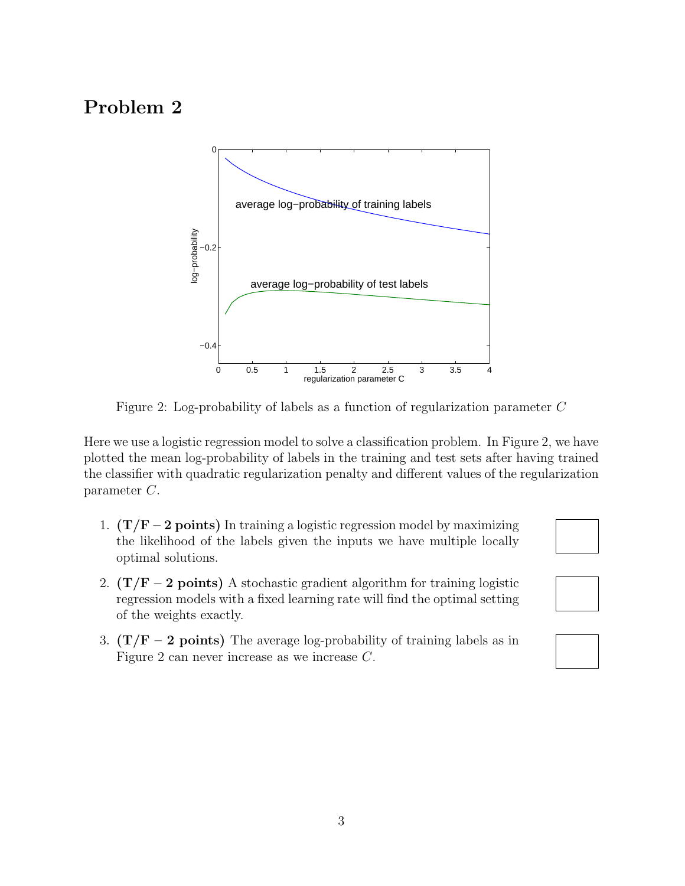## Problem 2

Figure 2: Log-probability of labels as a function of regularization parameter $C$

Here we use a logistic regression model to solve a classification problem. In Figure 2, we have plotted the mean log-probability of labels in the training and test sets after having trained the classifier with quadratic regularization penalty and different values of the regularization parameter $C$.

1. **(T/F – 2 points)** In training a logistic regression model by maximizing the likelihood of the labels given the inputs we have multiple locally optimal solutions.

2. **(T/F – 2 points)** A stochastic gradient algorithm for training logistic regression models with a fixed learning rate will find the optimal setting of the weights exactly.

3. **(T/F – 2 points)** The average log-probability of training labels as in Figure 2 can never increase as we increase $C$.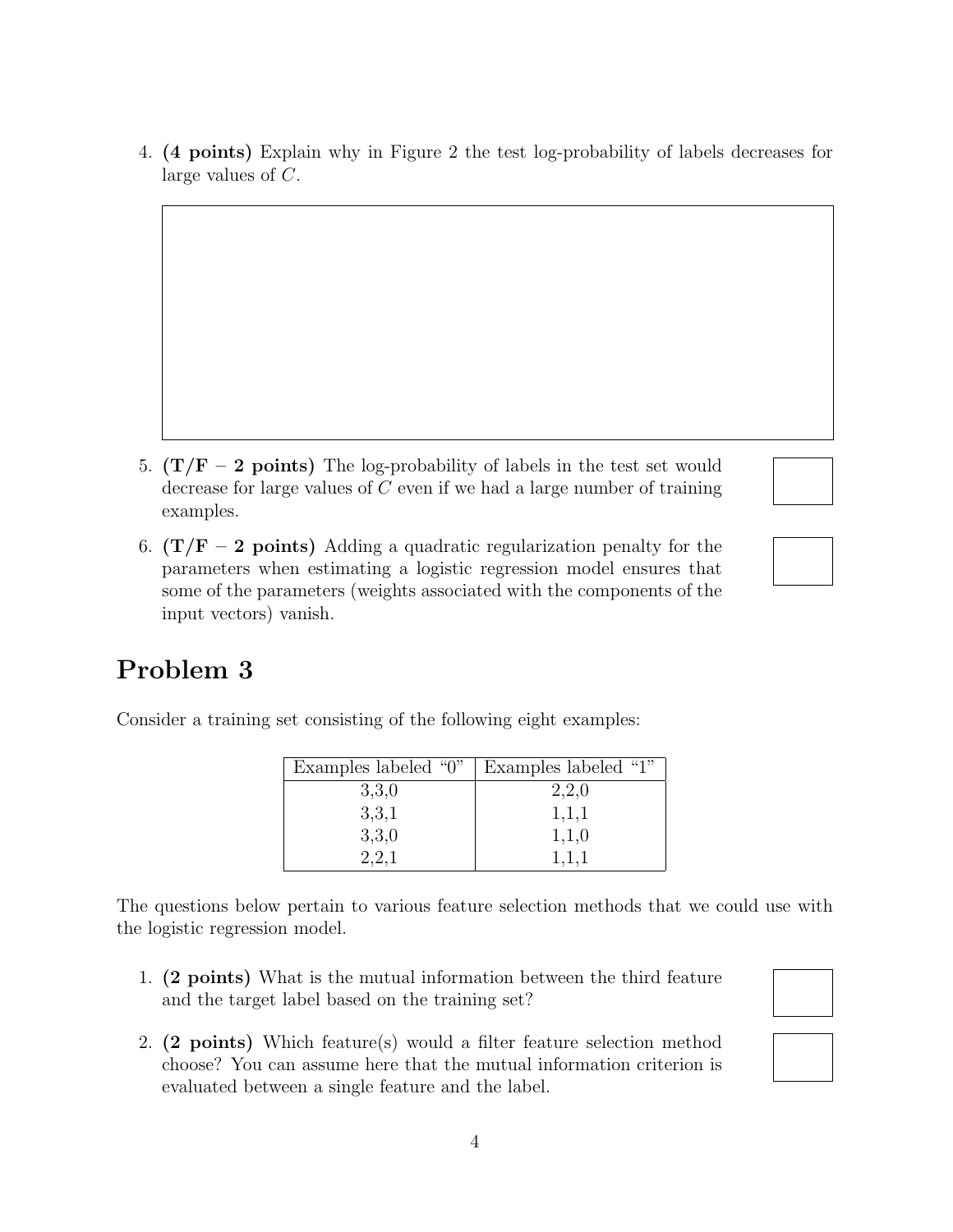4. **(4 points)** Explain why in Figure 2 the test log-probability of labels decreases for large values of $C$.

5. **(T/F – 2 points)** The log-probability of labels in the test set would decrease for large values of $C$ even if we had a large number of training examples.

6. **(T/F – 2 points)** Adding a quadratic regularization penalty for the parameters when estimating a logistic regression model ensures that some of the parameters (weights associated with the components of the input vectors) vanish.

# Problem 3

Consider a training set consisting of the following eight examples:

| Examples labeled "0" | Examples labeled "1" |
|---|---|
| 3,3,0 | 2,2,0 |
| 3,3,1 | 1,1,1 |
| 3,3,0 | 1,1,0 |
| 2,2,1 | 1,1,1 |

The questions below pertain to various feature selection methods that we could use with the logistic regression model.

1. **(2 points)** What is the mutual information between the third feature and the target label based on the training set?

2. **(2 points)** Which feature(s) would a filter feature selection method choose? You can assume here that the mutual information criterion is evaluated between a single feature and the label.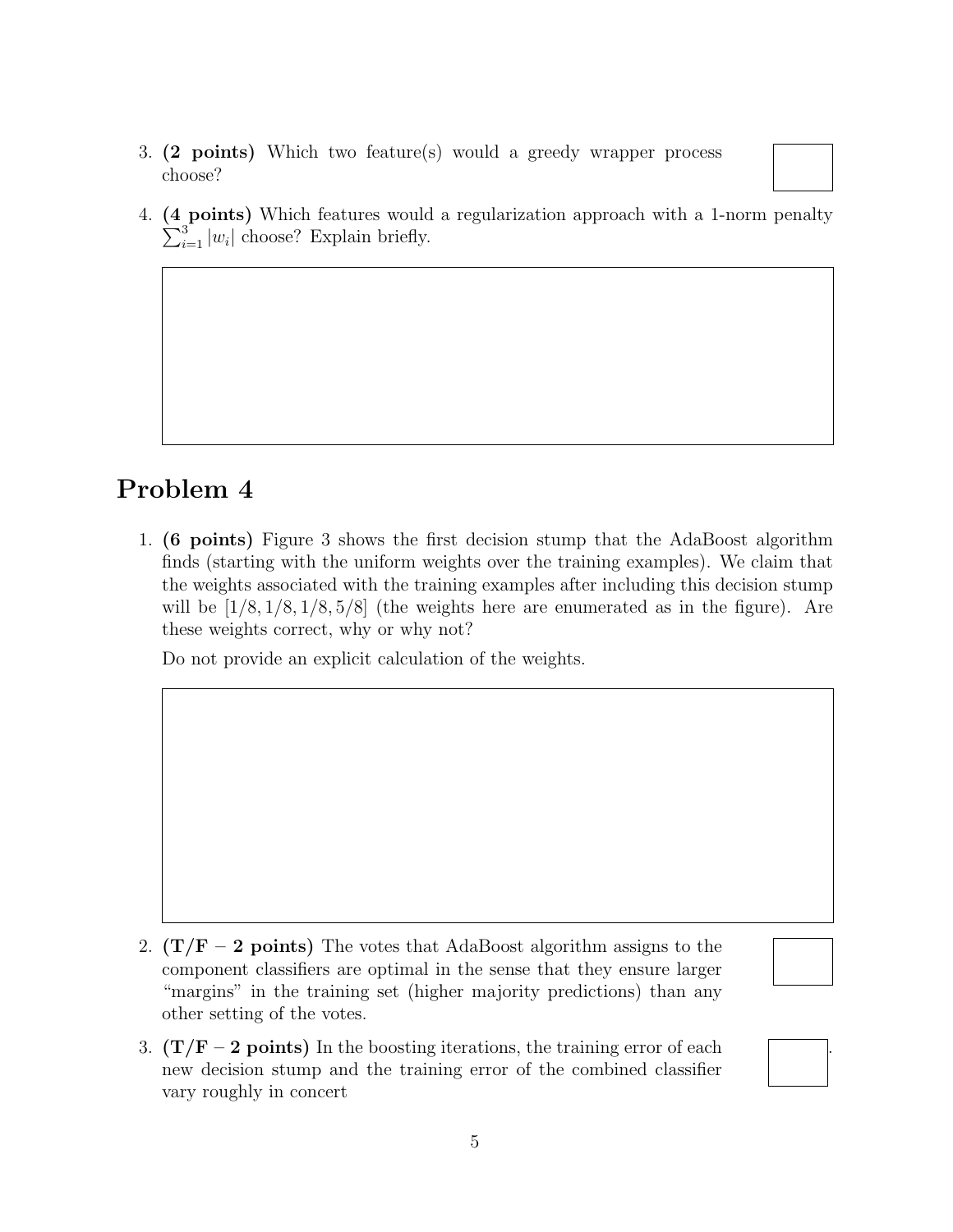3. **(2 points)** Which two feature(s) would a greedy wrapper process choose?

4. **(4 points)** Which features would a regularization approach with a 1-norm penalty $\sum_{i=1}^{3} |w_i|$ choose? Explain briefly.

## Problem 4

1. **(6 points)** Figure 3 shows the first decision stump that the AdaBoost algorithm finds (starting with the uniform weights over the training examples). We claim that the weights associated with the training examples after including this decision stump will be [1/8, 1/8, 1/8, 5/8] (the weights here are enumerated as in the figure). Are these weights correct, why or why not?

   Do not provide an explicit calculation of the weights.

2. **(T/F – 2 points)** The votes that AdaBoost algorithm assigns to the component classifiers are optimal in the sense that they ensure larger "margins" in the training set (higher majority predictions) than any other setting of the votes.

3. **(T/F – 2 points)** In the boosting iterations, the training error of each new decision stump and the training error of the combined classifier vary roughly in concert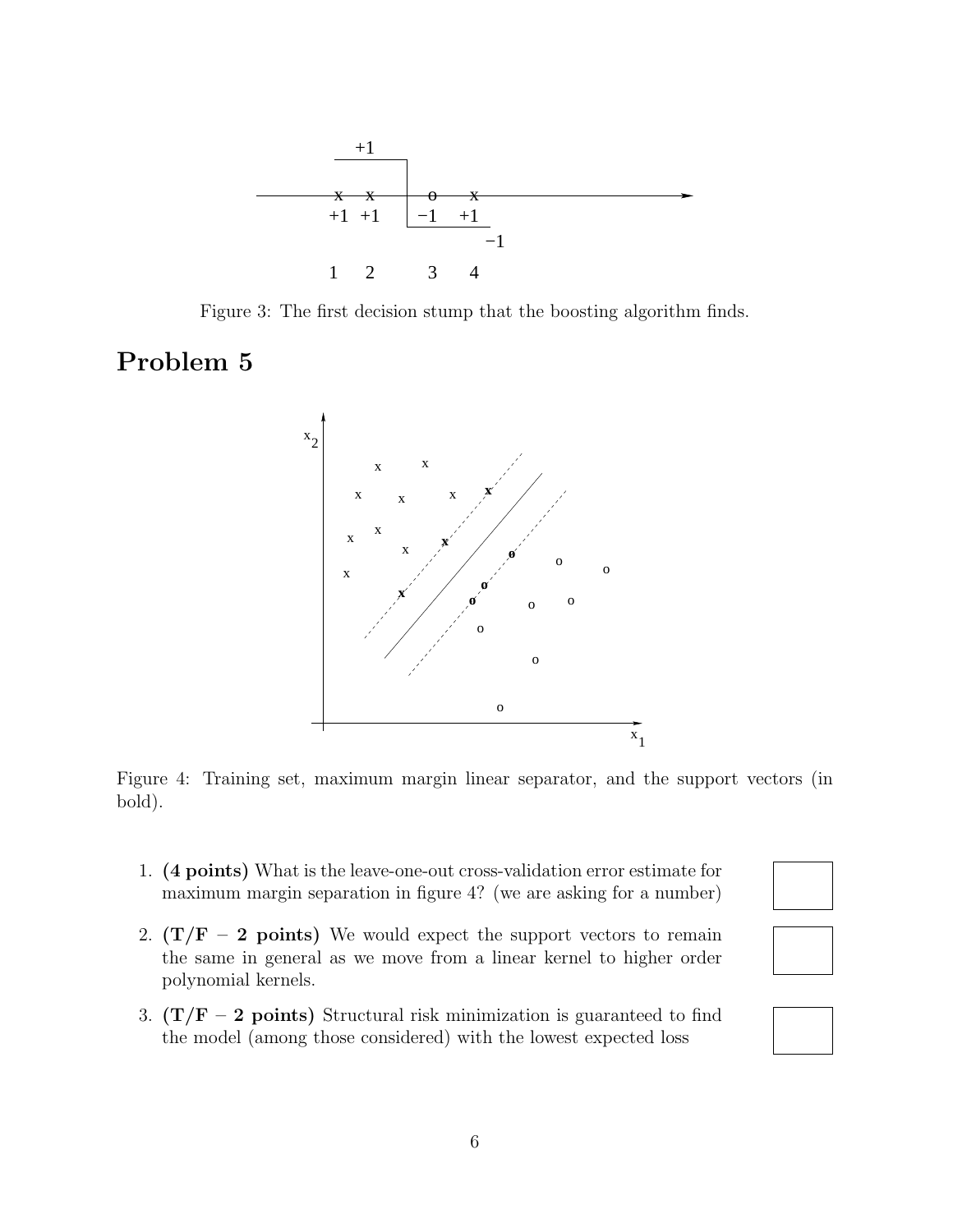Figure 3: The first decision stump that the boosting algorithm finds.

# Problem 5

Figure 4: Training set, maximum margin linear separator, and the support vectors (in bold).

1. **(4 points)** What is the leave-one-out cross-validation error estimate for maximum margin separation in figure 4? (we are asking for a number)

2. **(T/F – 2 points)** We would expect the support vectors to remain the same in general as we move from a linear kernel to higher order polynomial kernels.

3. **(T/F – 2 points)** Structural risk minimization is guaranteed to find the model (among those considered) with the lowest expected loss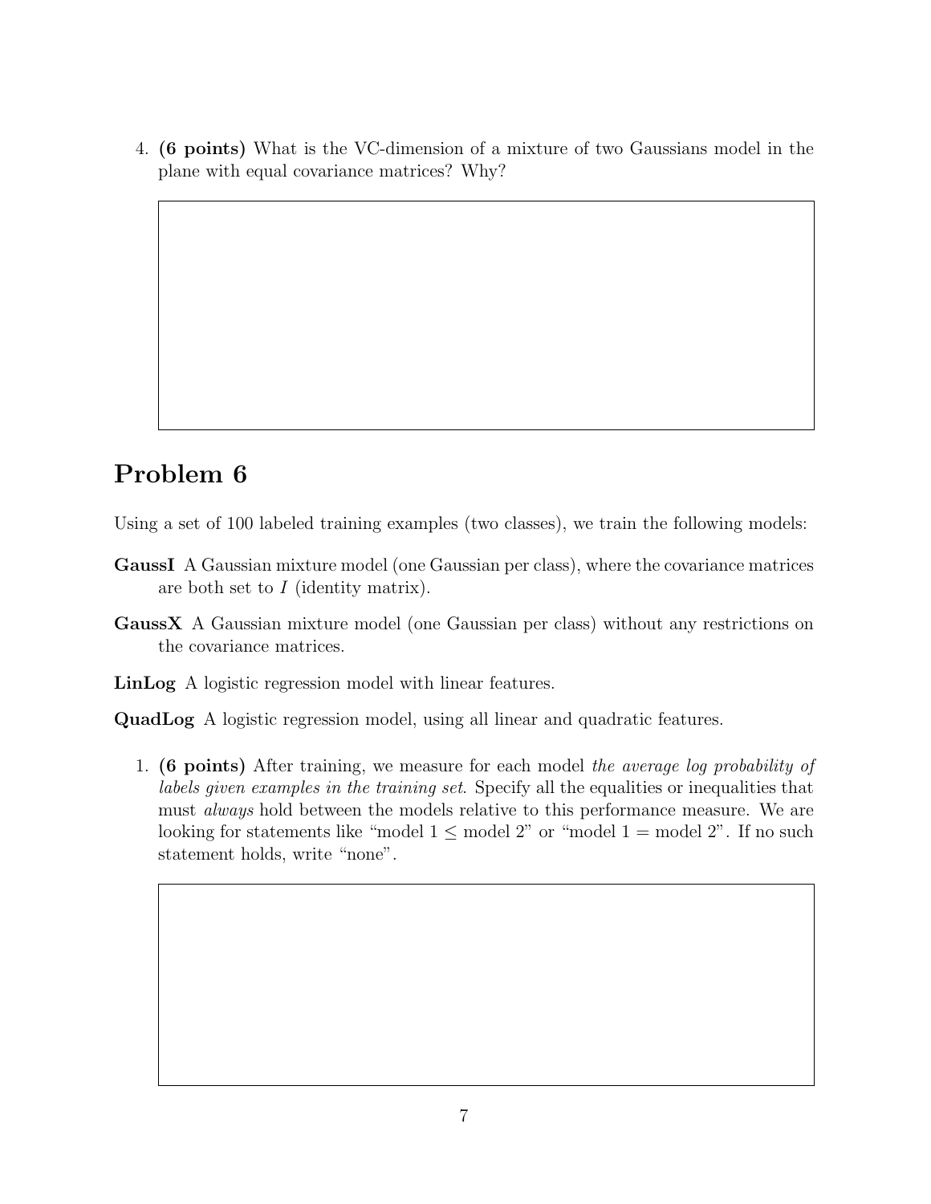4. **(6 points)** What is the VC-dimension of a mixture of two Gaussians model in the plane with equal covariance matrices? Why?

## Problem 6

Using a set of 100 labeled training examples (two classes), we train the following models:

**GaussI** A Gaussian mixture model (one Gaussian per class), where the covariance matrices are both set to $I$ (identity matrix).

**GaussX** A Gaussian mixture model (one Gaussian per class) without any restrictions on the covariance matrices.

**LinLog** A logistic regression model with linear features.

**QuadLog** A logistic regression model, using all linear and quadratic features.

1. **(6 points)** After training, we measure for each model *the average log probability of labels given examples in the training set*. Specify all the equalities or inequalities that must *always* hold between the models relative to this performance measure. We are looking for statements like "model 1 $\leq$ model 2" or "model 1 = model 2". If no such statement holds, write "none".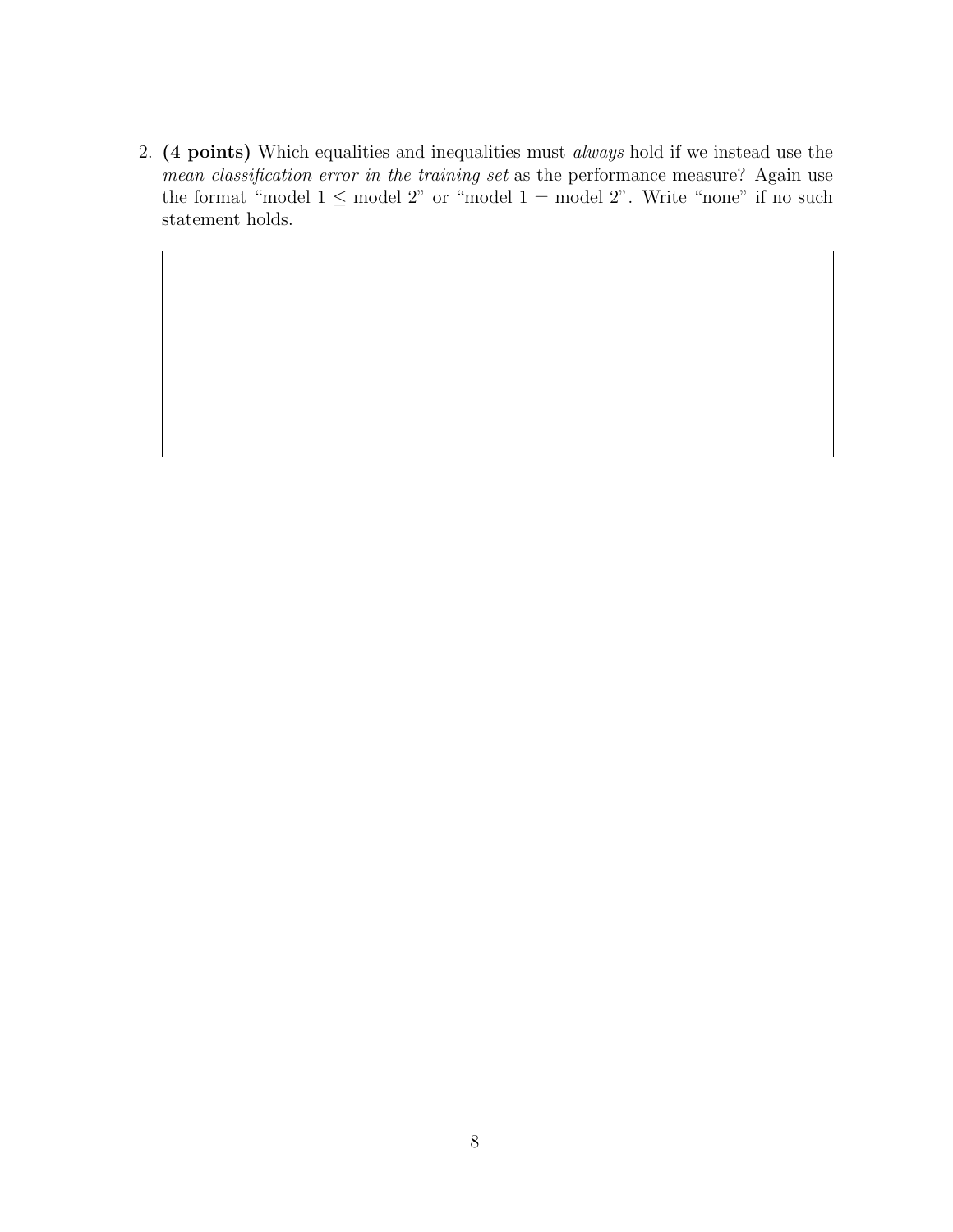2. **(4 points)** Which equalities and inequalities must *always* hold if we instead use the *mean classification error in the training set* as the performance measure? Again use the format "model 1 $\leq$ model 2" or "model 1 = model 2". Write "none" if no such statement holds.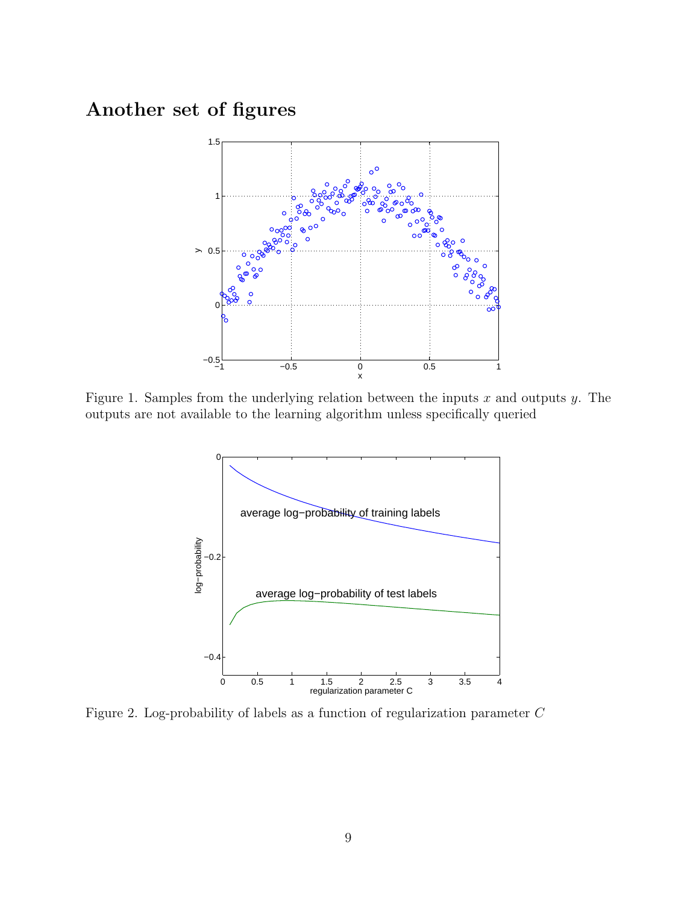## Another set of figures

Figure 1. Samples from the underlying relation between the inputs $x$ and outputs $y$. The outputs are not available to the learning algorithm unless specifically queried

Figure 2. Log-probability of labels as a function of regularization parameter $C$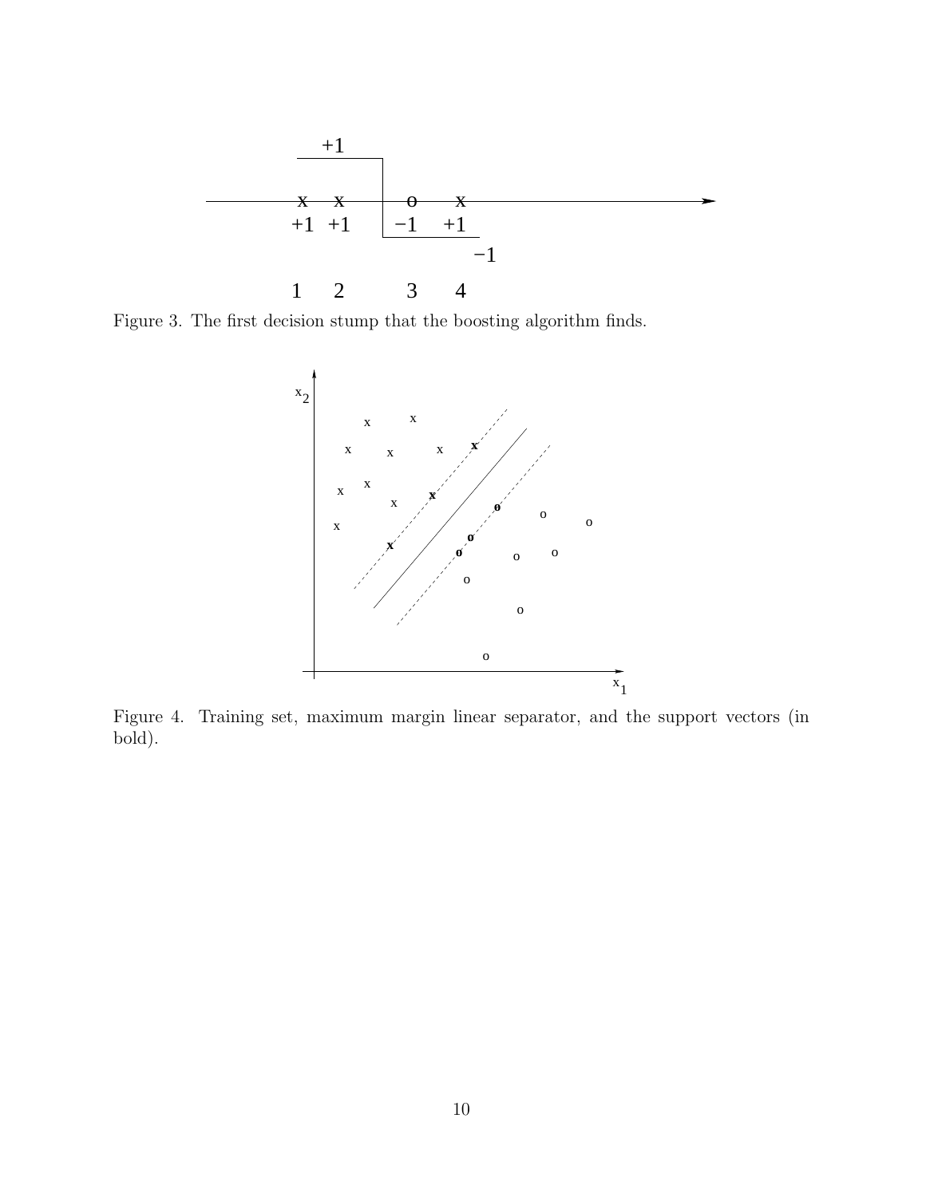+1

x x o x

+1 +1 −1 +1

−1

1 2 3 4

Figure 3. The first decision stump that the boosting algorithm finds.

$x_2$

$x_1$

Figure 4. Training set, maximum margin linear separator, and the support vectors (in bold).